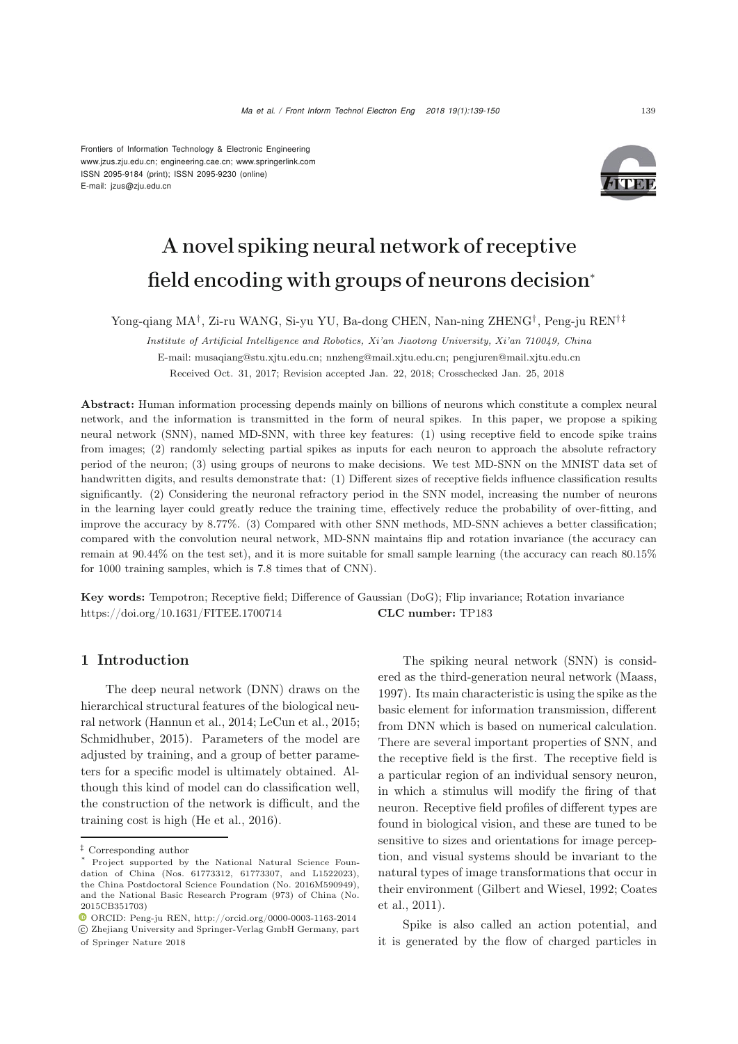Frontiers of Information Technology & Electronic Engineering
www.jzus.zju.edu.cn; engineering.cae.cn; www.springerlink.com
ISSN 2095-9184 (print); ISSN 2095-9230 (online)
E-mail: jzus@zju.edu.cn

# A novel spiking neural network of receptive field encoding with groups of neurons decision*

Yong-qiang MA†, Zi-ru WANG, Si-yu YU, Ba-dong CHEN, Nan-ning ZHENG†, Peng-ju REN†‡

*Institute of Artificial Intelligence and Robotics, Xi'an Jiaotong University, Xi'an 710049, China*

E-mail: musaqiang@stu.xjtu.edu.cn; nnzheng@mail.xjtu.edu.cn; pengjuren@mail.xjtu.edu.cn

Received Oct. 31, 2017; Revision accepted Jan. 22, 2018; Crosschecked Jan. 25, 2018

**Abstract:** Human information processing depends mainly on billions of neurons which constitute a complex neural network, and the information is transmitted in the form of neural spikes. In this paper, we propose a spiking neural network (SNN), named MD-SNN, with three key features: (1) using receptive field to encode spike trains from images; (2) randomly selecting partial spikes as inputs for each neuron to approach the absolute refractory period of the neuron; (3) using groups of neurons to make decisions. We test MD-SNN on the MNIST data set of handwritten digits, and results demonstrate that: (1) Different sizes of receptive fields influence classification results significantly. (2) Considering the neuronal refractory period in the SNN model, increasing the number of neurons in the learning layer could greatly reduce the training time, effectively reduce the probability of over-fitting, and improve the accuracy by 8.77%. (3) Compared with other SNN methods, MD-SNN achieves a better classification; compared with the convolution neural network, MD-SNN maintains flip and rotation invariance (the accuracy can remain at 90.44% on the test set), and it is more suitable for small sample learning (the accuracy can reach 80.15% for 1000 training samples, which is 7.8 times that of CNN).

**Key words:** Tempotron; Receptive field; Difference of Gaussian (DoG); Flip invariance; Rotation invariance
https://doi.org/10.1631/FITEE.1700714 **CLC number:** TP183

## 1 Introduction

The deep neural network (DNN) draws on the hierarchical structural features of the biological neural network (Hannun et al., 2014; LeCun et al., 2015; Schmidhuber, 2015). Parameters of the model are adjusted by training, and a group of better parameters for a specific model is ultimately obtained. Although this kind of model can do classification well, the construction of the network is difficult, and the training cost is high (He et al., 2016).

The spiking neural network (SNN) is considered as the third-generation neural network (Maass, 1997). Its main characteristic is using the spike as the basic element for information transmission, different from DNN which is based on numerical calculation. There are several important properties of SNN, and the receptive field is the first. The receptive field is a particular region of an individual sensory neuron, in which a stimulus will modify the firing of that neuron. Receptive field profiles of different types are found in biological vision, and these are tuned to be sensitive to sizes and orientations for image perception, and visual systems should be invariant to the natural types of image transformations that occur in their environment (Gilbert and Wiesel, 1992; Coates et al., 2011).

Spike is also called an action potential, and it is generated by the flow of charged particles in

‡ Corresponding author

\* Project supported by the National Natural Science Foundation of China (Nos. 61773312, 61773307, and L1522023), the China Postdoctoral Science Foundation (No. 2016M590949), and the National Basic Research Program (973) of China (No. 2015CB351703)

ORCID: Peng-ju REN, http://orcid.org/0000-0003-1163-2014

© Zhejiang University and Springer-Verlag GmbH Germany, part of Springer Nature 2018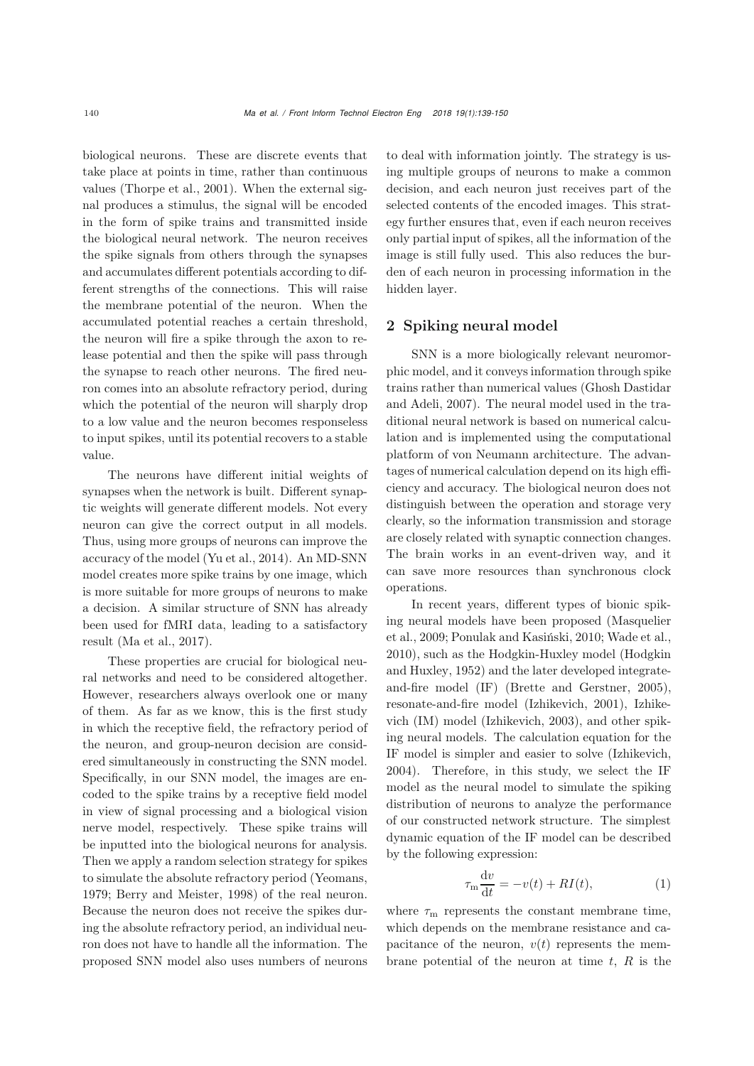biological neurons. These are discrete events that take place at points in time, rather than continuous values (Thorpe et al., 2001). When the external signal produces a stimulus, the signal will be encoded in the form of spike trains and transmitted inside the biological neural network. The neuron receives the spike signals from others through the synapses and accumulates different potentials according to different strengths of the connections. This will raise the membrane potential of the neuron. When the accumulated potential reaches a certain threshold, the neuron will fire a spike through the axon to release potential and then the spike will pass through the synapse to reach other neurons. The fired neuron comes into an absolute refractory period, during which the potential of the neuron will sharply drop to a low value and the neuron becomes responseless to input spikes, until its potential recovers to a stable value.

The neurons have different initial weights of synapses when the network is built. Different synaptic weights will generate different models. Not every neuron can give the correct output in all models. Thus, using more groups of neurons can improve the accuracy of the model (Yu et al., 2014). An MD-SNN model creates more spike trains by one image, which is more suitable for more groups of neurons to make a decision. A similar structure of SNN has already been used for fMRI data, leading to a satisfactory result (Ma et al., 2017).

These properties are crucial for biological neural networks and need to be considered altogether. However, researchers always overlook one or many of them. As far as we know, this is the first study in which the receptive field, the refractory period of the neuron, and group-neuron decision are considered simultaneously in constructing the SNN model. Specifically, in our SNN model, the images are encoded to the spike trains by a receptive field model in view of signal processing and a biological vision nerve model, respectively. These spike trains will be inputted into the biological neurons for analysis. Then we apply a random selection strategy for spikes to simulate the absolute refractory period (Yeomans, 1979; Berry and Meister, 1998) of the real neuron. Because the neuron does not receive the spikes during the absolute refractory period, an individual neuron does not have to handle all the information. The proposed SNN model also uses numbers of neurons to deal with information jointly. The strategy is using multiple groups of neurons to make a common decision, and each neuron just receives part of the selected contents of the encoded images. This strategy further ensures that, even if each neuron receives only partial input of spikes, all the information of the image is still fully used. This also reduces the burden of each neuron in processing information in the hidden layer.

## 2 Spiking neural model

SNN is a more biologically relevant neuromorphic model, and it conveys information through spike trains rather than numerical values (Ghosh Dastidar and Adeli, 2007). The neural model used in the traditional neural network is based on numerical calculation and is implemented using the computational platform of von Neumann architecture. The advantages of numerical calculation depend on its high efficiency and accuracy. The biological neuron does not distinguish between the operation and storage very clearly, so the information transmission and storage are closely related with synaptic connection changes. The brain works in an event-driven way, and it can save more resources than synchronous clock operations.

In recent years, different types of bionic spiking neural models have been proposed (Masquelier et al., 2009; Ponulak and Kasiński, 2010; Wade et al., 2010), such as the Hodgkin-Huxley model (Hodgkin and Huxley, 1952) and the later developed integrate-and-fire model (IF) (Brette and Gerstner, 2005), resonate-and-fire model (Izhikevich, 2001), Izhikevich (IM) model (Izhikevich, 2003), and other spiking neural models. The calculation equation for the IF model is simpler and easier to solve (Izhikevich, 2004). Therefore, in this study, we select the IF model as the neural model to simulate the spiking distribution of neurons to analyze the performance of our constructed network structure. The simplest dynamic equation of the IF model can be described by the following expression:

$$\tau_{\mathrm{m}} \frac{\mathrm{d}v}{\mathrm{d}t} = -v(t) + RI(t), \tag{1}$$

where $\tau_{\mathrm{m}}$ represents the constant membrane time, which depends on the membrane resistance and capacitance of the neuron, $v(t)$ represents the membrane potential of the neuron at time $t$, $R$ is the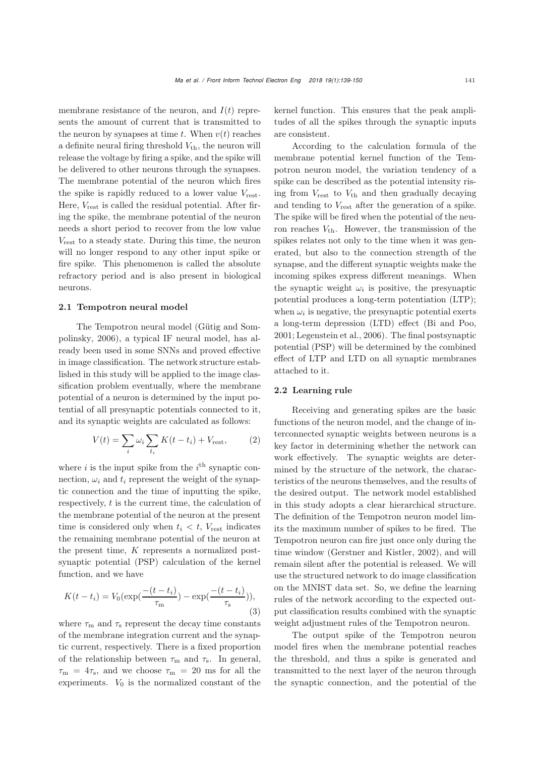membrane resistance of the neuron, and $I(t)$ represents the amount of current that is transmitted to the neuron by synapses at time $t$. When $v(t)$ reaches a definite neural firing threshold $V_{\text{th}}$, the neuron will release the voltage by firing a spike, and the spike will be delivered to other neurons through the synapses. The membrane potential of the neuron which fires the spike is rapidly reduced to a lower value $V_{\text{rest}}$. Here, $V_{\text{rest}}$ is called the residual potential. After firing the spike, the membrane potential of the neuron needs a short period to recover from the low value $V_{\text{rest}}$ to a steady state. During this time, the neuron will no longer respond to any other input spike or fire spike. This phenomenon is called the absolute refractory period and is also present in biological neurons.

### 2.1 Tempotron neural model

The Tempotron neural model (Gütig and Sompolinsky, 2006), a typical IF neural model, has already been used in some SNNs and proved effective in image classification. The network structure established in this study will be applied to the image classification problem eventually, where the membrane potential of a neuron is determined by the input potential of all presynaptic potentials connected to it, and its synaptic weights are calculated as follows:

$$V(t) = \sum_i \omega_i \sum_{t_i} K(t - t_i) + V_{\text{rest}}, \tag{2}$$

where $i$ is the input spike from the $i^{\text{th}}$ synaptic connection, $\omega_i$ and $t_i$ represent the weight of the synaptic connection and the time of inputting the spike, respectively, $t$ is the current time, the calculation of the membrane potential of the neuron at the present time is considered only when $t_i < t$, $V_{\text{rest}}$ indicates the remaining membrane potential of the neuron at the present time, $K$ represents a normalized postsynaptic potential (PSP) calculation of the kernel function, and we have

$$K(t - t_i) = V_0(\exp(\frac{-(t - t_i)}{\tau_{\text{m}}}) - \exp(\frac{-(t - t_i)}{\tau_{\text{s}}})), \tag{3}$$

where $\tau_{\text{m}}$ and $\tau_{\text{s}}$ represent the decay time constants of the membrane integration current and the synaptic current, respectively. There is a fixed proportion of the relationship between $\tau_{\text{m}}$ and $\tau_{\text{s}}$. In general, $\tau_{\text{m}} = 4\tau_{\text{s}}$, and we choose $\tau_{\text{m}} = 20$ ms for all the experiments. $V_0$ is the normalized constant of the kernel function. This ensures that the peak amplitudes of all the spikes through the synaptic inputs are consistent.

According to the calculation formula of the membrane potential kernel function of the Tempotron neuron model, the variation tendency of a spike can be described as the potential intensity rising from $V_{\text{rest}}$ to $V_{\text{th}}$ and then gradually decaying and tending to $V_{\text{rest}}$ after the generation of a spike. The spike will be fired when the potential of the neuron reaches $V_{\text{th}}$. However, the transmission of the spikes relates not only to the time when it was generated, but also to the connection strength of the synapse, and the different synaptic weights make the incoming spikes express different meanings. When the synaptic weight $\omega_i$ is positive, the presynaptic potential produces a long-term potentiation (LTP); when $\omega_i$ is negative, the presynaptic potential exerts a long-term depression (LTD) effect (Bi and Poo, 2001; Legenstein et al., 2006). The final postsynaptic potential (PSP) will be determined by the combined effect of LTP and LTD on all synaptic membranes attached to it.

### 2.2 Learning rule

Receiving and generating spikes are the basic functions of the neuron model, and the change of interconnected synaptic weights between neurons is a key factor in determining whether the network can work effectively. The synaptic weights are determined by the structure of the network, the characteristics of the neurons themselves, and the results of the desired output. The network model established in this study adopts a clear hierarchical structure. The definition of the Tempotron neuron model limits the maximum number of spikes to be fired. The Tempotron neuron can fire just once only during the time window (Gerstner and Kistler, 2002), and will remain silent after the potential is released. We will use the structured network to do image classification on the MNIST data set. So, we define the learning rules of the network according to the expected output classification results combined with the synaptic weight adjustment rules of the Tempotron neuron.

The output spike of the Tempotron neuron model fires when the membrane potential reaches the threshold, and thus a spike is generated and transmitted to the next layer of the neuron through the synaptic connection, and the potential of the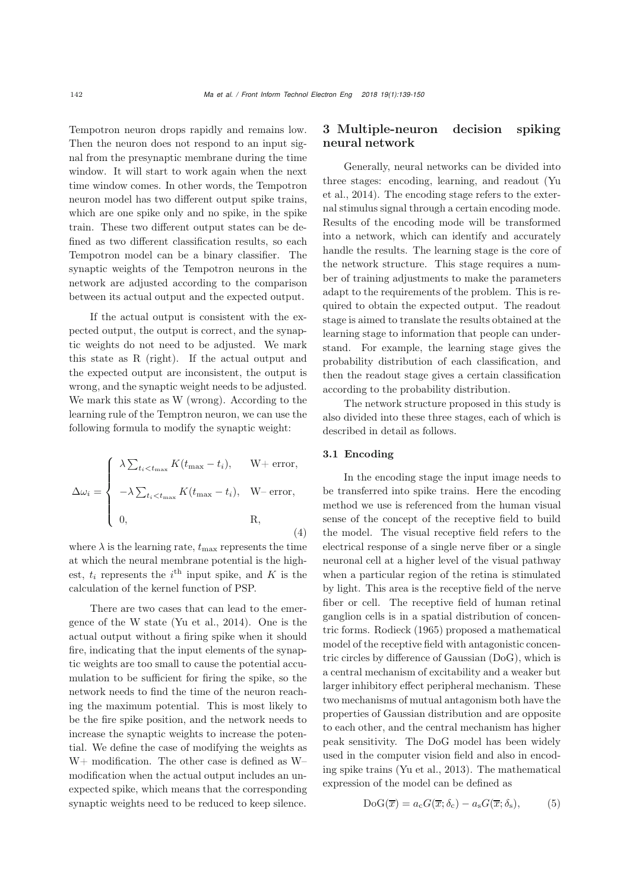Tempotron neuron drops rapidly and remains low. Then the neuron does not respond to an input signal from the presynaptic membrane during the time window. It will start to work again when the next time window comes. In other words, the Tempotron neuron model has two different output spike trains, which are one spike only and no spike, in the spike train. These two different output states can be defined as two different classification results, so each Tempotron model can be a binary classifier. The synaptic weights of the Tempotron neurons in the network are adjusted according to the comparison between its actual output and the expected output.

If the actual output is consistent with the expected output, the output is correct, and the synaptic weights do not need to be adjusted. We mark this state as R (right). If the actual output and the expected output are inconsistent, the output is wrong, and the synaptic weight needs to be adjusted. We mark this state as W (wrong). According to the learning rule of the Temptron neuron, we can use the following formula to modify the synaptic weight:

$$\Delta\omega_i = \begin{cases} \lambda \sum_{t_i < t_{\max}} K(t_{\max} - t_i), & \text{W+ error}, \\ -\lambda \sum_{t_i < t_{\max}} K(t_{\max} - t_i), & \text{W– error}, \\ 0, & \text{R}, \end{cases} \tag{4}$$

where $\lambda$ is the learning rate, $t_{\max}$ represents the time at which the neural membrane potential is the highest, $t_i$ represents the $i^{\text{th}}$ input spike, and $K$ is the calculation of the kernel function of PSP.

There are two cases that can lead to the emergence of the W state (Yu et al., 2014). One is the actual output without a firing spike when it should fire, indicating that the input elements of the synaptic weights are too small to cause the potential accumulation to be sufficient for firing the spike, so the network needs to find the time of the neuron reaching the maximum potential. This is most likely to be the fire spike position, and the network needs to increase the synaptic weights to increase the potential. We define the case of modifying the weights as W+ modification. The other case is defined as W– modification when the actual output includes an unexpected spike, which means that the corresponding synaptic weights need to be reduced to keep silence.

## 3 Multiple-neuron decision spiking neural network

Generally, neural networks can be divided into three stages: encoding, learning, and readout (Yu et al., 2014). The encoding stage refers to the external stimulus signal through a certain encoding mode. Results of the encoding mode will be transformed into a network, which can identify and accurately handle the results. The learning stage is the core of the network structure. This stage requires a number of training adjustments to make the parameters adapt to the requirements of the problem. This is required to obtain the expected output. The readout stage is aimed to translate the results obtained at the learning stage to information that people can understand. For example, the learning stage gives the probability distribution of each classification, and then the readout stage gives a certain classification according to the probability distribution.

The network structure proposed in this study is also divided into these three stages, each of which is described in detail as follows.

### 3.1 Encoding

In the encoding stage the input image needs to be transferred into spike trains. Here the encoding method we use is referenced from the human visual sense of the concept of the receptive field to build the model. The visual receptive field refers to the electrical response of a single nerve fiber or a single neuronal cell at a higher level of the visual pathway when a particular region of the retina is stimulated by light. This area is the receptive field of the nerve fiber or cell. The receptive field of human retinal ganglion cells is in a spatial distribution of concentric forms. Rodieck (1965) proposed a mathematical model of the receptive field with antagonistic concentric circles by difference of Gaussian (DoG), which is a central mechanism of excitability and a weaker but larger inhibitory effect peripheral mechanism. These two mechanisms of mutual antagonism both have the properties of Gaussian distribution and are opposite to each other, and the central mechanism has higher peak sensitivity. The DoG model has been widely used in the computer vision field and also in encoding spike trains (Yu et al., 2013). The mathematical expression of the model can be defined as

$$\text{DoG}(\overline{x}) = a_c G(\overline{x}; \delta_c) - a_s G(\overline{x}; \delta_s), \tag{5}$$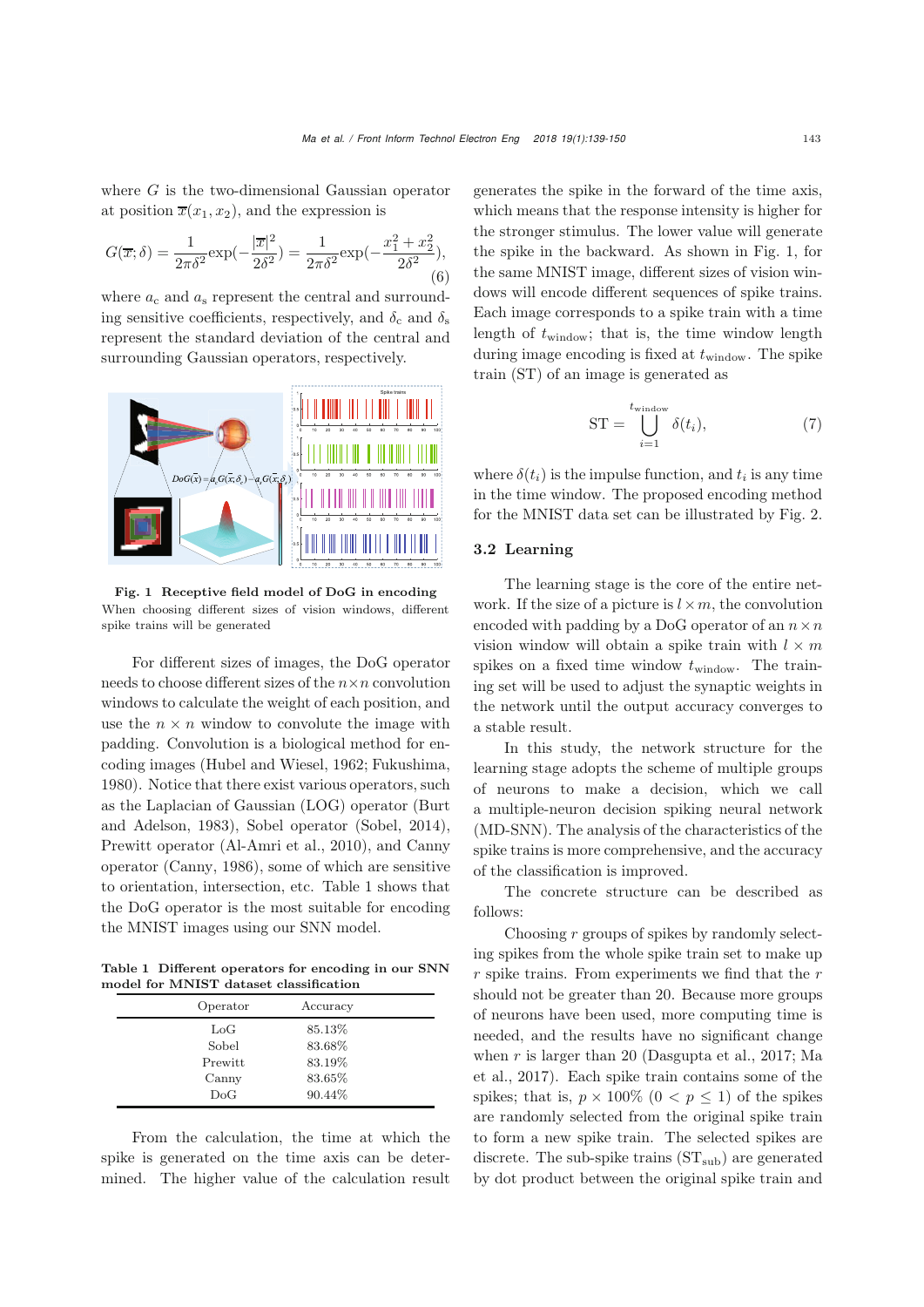where $G$ is the two-dimensional Gaussian operator at position $\overline{x}(x_1, x_2)$, and the expression is

$$G(\overline{x};\delta) = \frac{1}{2\pi\delta^2}\exp(-\frac{|\overline{x}|^2}{2\delta^2}) = \frac{1}{2\pi\delta^2}\exp(-\frac{x_1^2+x_2^2}{2\delta^2}), \tag{6}$$

where $a_\mathrm{c}$ and $a_\mathrm{s}$ represent the central and surrounding sensitive coefficients, respectively, and $\delta_\mathrm{c}$ and $\delta_\mathrm{s}$ represent the standard deviation of the central and surrounding Gaussian operators, respectively.

**Fig. 1 Receptive field model of DoG in encoding**
When choosing different sizes of vision windows, different spike trains will be generated

For different sizes of images, the DoG operator needs to choose different sizes of the $n \times n$ convolution windows to calculate the weight of each position, and use the $n \times n$ window to convolute the image with padding. Convolution is a biological method for encoding images (Hubel and Wiesel, 1962; Fukushima, 1980). Notice that there exist various operators, such as the Laplacian of Gaussian (LOG) operator (Burt and Adelson, 1983), Sobel operator (Sobel, 2014), Prewitt operator (Al-Amri et al., 2010), and Canny operator (Canny, 1986), some of which are sensitive to orientation, intersection, etc. Table 1 shows that the DoG operator is the most suitable for encoding the MNIST images using our SNN model.

**Table 1 Different operators for encoding in our SNN model for MNIST dataset classification**

| Operator | Accuracy |
|---|---|
| LoG | 85.13% |
| Sobel | 83.68% |
| Prewitt | 83.19% |
| Canny | 83.65% |
| DoG | 90.44% |

From the calculation, the time at which the spike is generated on the time axis can be determined. The higher value of the calculation result generates the spike in the forward of the time axis, which means that the response intensity is higher for the stronger stimulus. The lower value will generate the spike in the backward. As shown in Fig. 1, for the same MNIST image, different sizes of vision windows will encode different sequences of spike trains. Each image corresponds to a spike train with a time length of $t_\mathrm{window}$; that is, the time window length during image encoding is fixed at $t_\mathrm{window}$. The spike train (ST) of an image is generated as

$$\mathrm{ST} = \bigcup_{i=1}^{t_\mathrm{window}} \delta(t_i), \tag{7}$$

where $\delta(t_i)$ is the impulse function, and $t_i$ is any time in the time window. The proposed encoding method for the MNIST data set can be illustrated by Fig. 2.

### 3.2 Learning

The learning stage is the core of the entire network. If the size of a picture is $l \times m$, the convolution encoded with padding by a DoG operator of an $n \times n$ vision window will obtain a spike train with $l \times m$ spikes on a fixed time window $t_\mathrm{window}$. The training set will be used to adjust the synaptic weights in the network until the output accuracy converges to a stable result.

In this study, the network structure for the learning stage adopts the scheme of multiple groups of neurons to make a decision, which we call a multiple-neuron decision spiking neural network (MD-SNN). The analysis of the characteristics of the spike trains is more comprehensive, and the accuracy of the classification is improved.

The concrete structure can be described as follows:

Choosing $r$ groups of spikes by randomly selecting spikes from the whole spike train set to make up $r$ spike trains. From experiments we find that the $r$ should not be greater than 20. Because more groups of neurons have been used, more computing time is needed, and the results have no significant change when $r$ is larger than 20 (Dasgupta et al., 2017; Ma et al., 2017). Each spike train contains some of the spikes; that is, $p \times 100\%$ $(0 < p \leq 1)$ of the spikes are randomly selected from the original spike train to form a new spike train. The selected spikes are discrete. The sub-spike trains ($\mathrm{ST}_\mathrm{sub}$) are generated by dot product between the original spike train and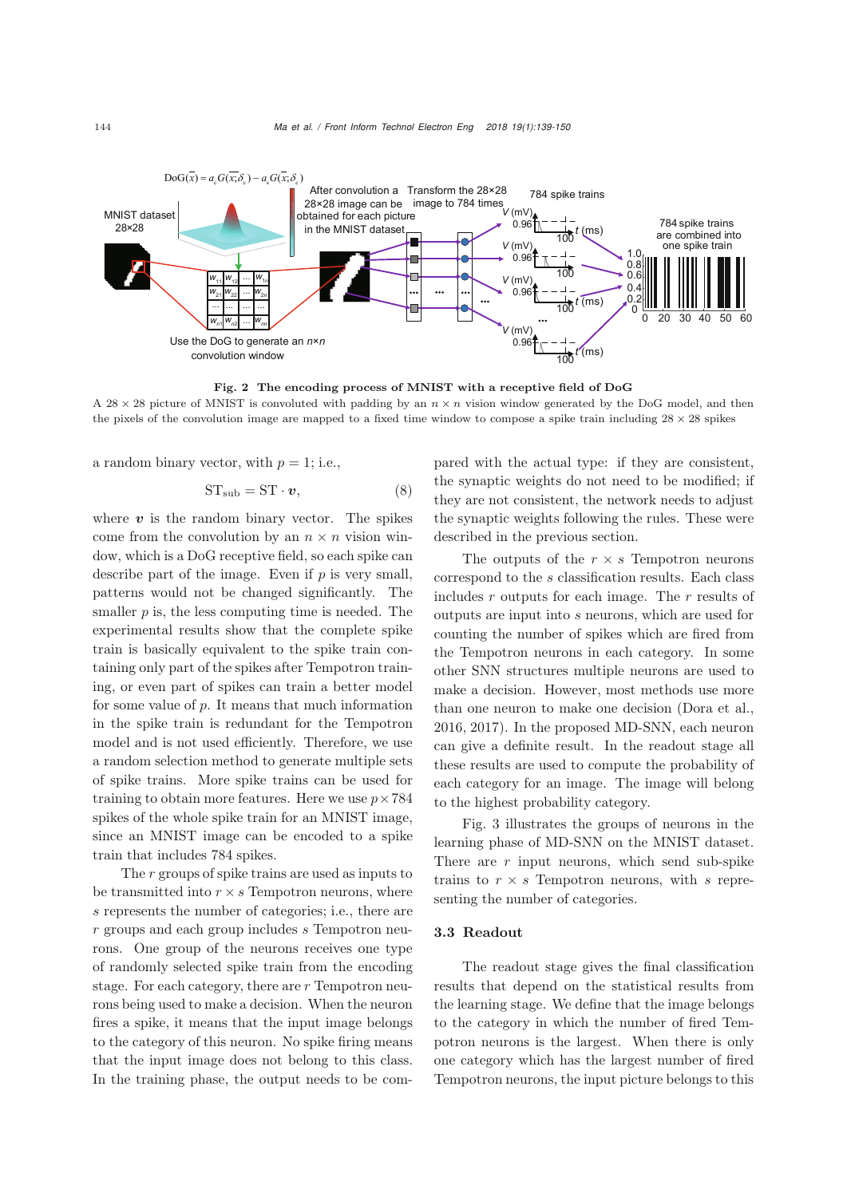**Fig. 2 The encoding process of MNIST with a receptive field of DoG**

A 28 × 28 picture of MNIST is convoluted with padding by an $n \times n$ vision window generated by the DoG model, and then the pixels of the convolution image are mapped to a fixed time window to compose a spike train including 28 × 28 spikes

a random binary vector, with $p = 1$; i.e.,

$$\mathrm{ST}_{\mathrm{sub}} = \mathrm{ST} \cdot \boldsymbol{v}, \tag{8}$$

where $\boldsymbol{v}$ is the random binary vector. The spikes come from the convolution by an $n \times n$ vision window, which is a DoG receptive field, so each spike can describe part of the image. Even if $p$ is very small, patterns would not be changed significantly. The smaller $p$ is, the less computing time is needed. The experimental results show that the complete spike train is basically equivalent to the spike train containing only part of the spikes after Tempotron training, or even part of spikes can train a better model for some value of $p$. It means that much information in the spike train is redundant for the Tempotron model and is not used efficiently. Therefore, we use a random selection method to generate multiple sets of spike trains. More spike trains can be used for training to obtain more features. Here we use $p \times 784$ spikes of the whole spike train for an MNIST image, since an MNIST image can be encoded to a spike train that includes 784 spikes.

The $r$ groups of spike trains are used as inputs to be transmitted into $r \times s$ Tempotron neurons, where $s$ represents the number of categories; i.e., there are $r$ groups and each group includes $s$ Tempotron neurons. One group of the neurons receives one type of randomly selected spike train from the encoding stage. For each category, there are $r$ Tempotron neurons being used to make a decision. When the neuron fires a spike, it means that the input image belongs to the category of this neuron. No spike firing means that the input image does not belong to this class. In the training phase, the output needs to be compared with the actual type: if they are consistent, the synaptic weights do not need to be modified; if they are not consistent, the network needs to adjust the synaptic weights following the rules. These were described in the previous section.

The outputs of the $r \times s$ Tempotron neurons correspond to the $s$ classification results. Each class includes $r$ outputs for each image. The $r$ results of outputs are input into $s$ neurons, which are used for counting the number of spikes which are fired from the Tempotron neurons in each category. In some other SNN structures multiple neurons are used to make a decision. However, most methods use more than one neuron to make one decision (Dora et al., 2016, 2017). In the proposed MD-SNN, each neuron can give a definite result. In the readout stage all these results are used to compute the probability of each category for an image. The image will belong to the highest probability category.

Fig. 3 illustrates the groups of neurons in the learning phase of MD-SNN on the MNIST dataset. There are $r$ input neurons, which send sub-spike trains to $r \times s$ Tempotron neurons, with $s$ representing the number of categories.

### 3.3 Readout

The readout stage gives the final classification results that depend on the statistical results from the learning stage. We define that the image belongs to the category in which the number of fired Tempotron neurons is the largest. When there is only one category which has the largest number of fired Tempotron neurons, the input picture belongs to this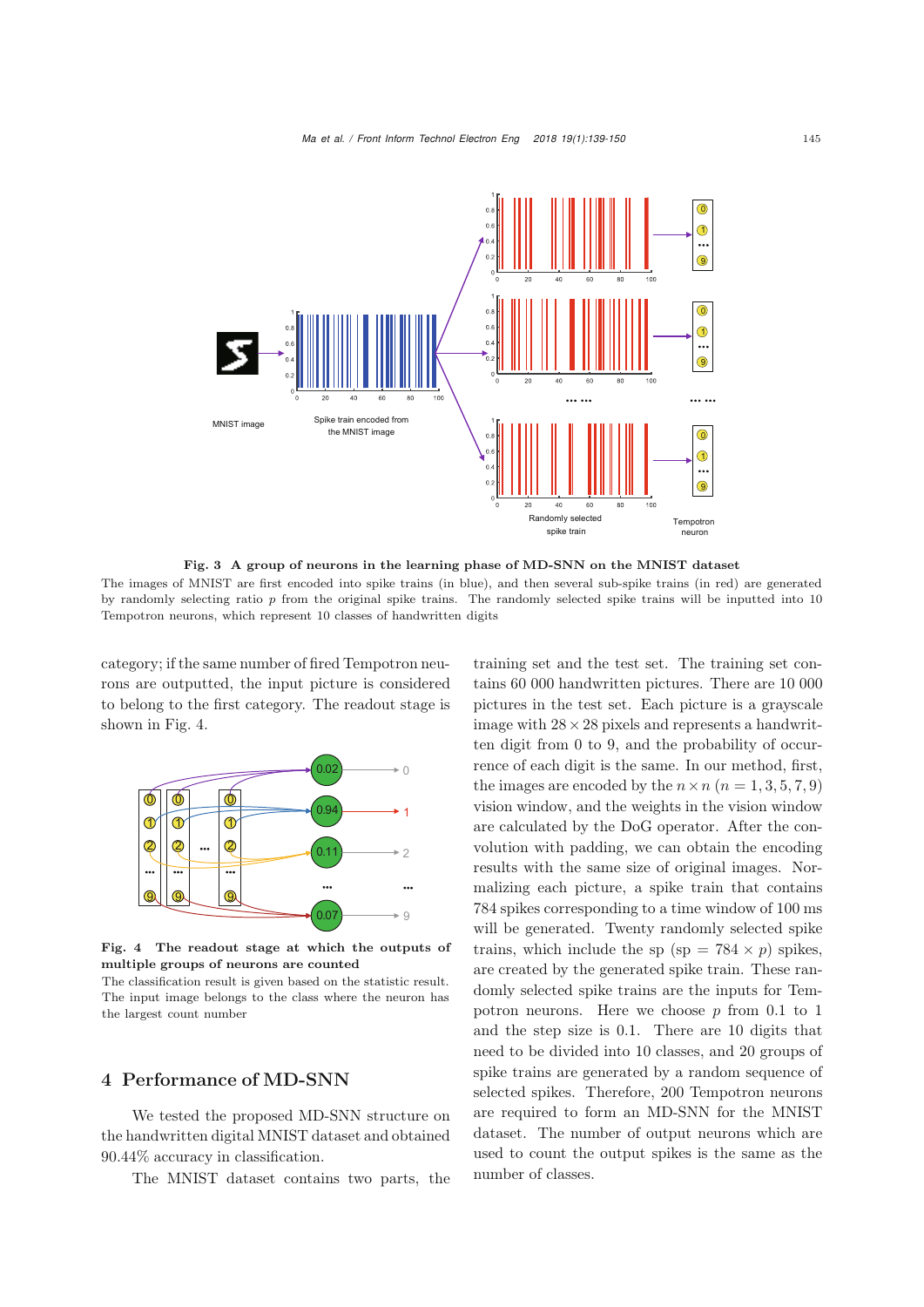**Fig. 3 A group of neurons in the learning phase of MD-SNN on the MNIST dataset**

The images of MNIST are first encoded into spike trains (in blue), and then several sub-spike trains (in red) are generated by randomly selecting ratio $p$ from the original spike trains. The randomly selected spike trains will be inputted into 10 Tempotron neurons, which represent 10 classes of handwritten digits

category; if the same number of fired Tempotron neurons are outputted, the input picture is considered to belong to the first category. The readout stage is shown in Fig. 4.

**Fig. 4 The readout stage at which the outputs of multiple groups of neurons are counted**

The classification result is given based on the statistic result. The input image belongs to the class where the neuron has the largest count number

## 4 Performance of MD-SNN

We tested the proposed MD-SNN structure on the handwritten digital MNIST dataset and obtained 90.44% accuracy in classification.

The MNIST dataset contains two parts, the training set and the test set. The training set contains 60 000 handwritten pictures. There are 10 000 pictures in the test set. Each picture is a grayscale image with $28 \times 28$ pixels and represents a handwritten digit from 0 to 9, and the probability of occurrence of each digit is the same. In our method, first, the images are encoded by the $n \times n$ ($n = 1, 3, 5, 7, 9$) vision window, and the weights in the vision window are calculated by the DoG operator. After the convolution with padding, we can obtain the encoding results with the same size of original images. Normalizing each picture, a spike train that contains 784 spikes corresponding to a time window of 100 ms will be generated. Twenty randomly selected spike trains, which include the sp ($\text{sp} = 784 \times p$) spikes, are created by the generated spike train. These randomly selected spike trains are the inputs for Tempotron neurons. Here we choose $p$ from 0.1 to 1 and the step size is 0.1. There are 10 digits that need to be divided into 10 classes, and 20 groups of spike trains are generated by a random sequence of selected spikes. Therefore, 200 Tempotron neurons are required to form an MD-SNN for the MNIST dataset. The number of output neurons which are used to count the output spikes is the same as the number of classes.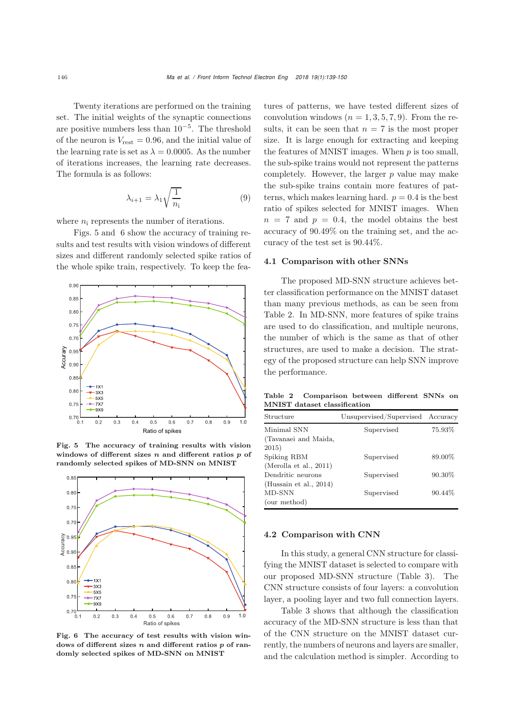Twenty iterations are performed on the training set. The initial weights of the synaptic connections are positive numbers less than $10^{-5}$. The threshold of the neuron is $V_{\text{rest}} = 0.96$, and the initial value of the learning rate is set as $\lambda = 0.0005$. As the number of iterations increases, the learning rate decreases. The formula is as follows:

$$\lambda_{i+1} = \lambda_1 \sqrt{\frac{1}{n_\text{i}}} \tag{9}$$

where $n_\text{i}$ represents the number of iterations.

Figs. 5 and 6 show the accuracy of training results and test results with vision windows of different sizes and different randomly selected spike ratios of the whole spike train, respectively. To keep the features of patterns, we have tested different sizes of convolution windows ($n = 1, 3, 5, 7, 9$). From the results, it can be seen that $n = 7$ is the most proper size. It is large enough for extracting and keeping the features of MNIST images. When $p$ is too small, the sub-spike trains would not represent the patterns completely. However, the larger $p$ value may make the sub-spike trains contain more features of patterns, which makes learning hard. $p = 0.4$ is the best ratio of spikes selected for MNIST images. When $n = 7$ and $p = 0.4$, the model obtains the best accuracy of 90.49% on the training set, and the accuracy of the test set is 90.44%.

**Fig. 5 The accuracy of training results with vision windows of different sizes $n$ and different ratios $p$ of randomly selected spikes of MD-SNN on MNIST**

**Fig. 6 The accuracy of test results with vision windows of different sizes $n$ and different ratios $p$ of randomly selected spikes of MD-SNN on MNIST**

### 4.1 Comparison with other SNNs

The proposed MD-SNN structure achieves better classification performance on the MNIST dataset than many previous methods, as can be seen from Table 2. In MD-SNN, more features of spike trains are used to do classification, and multiple neurons, the number of which is the same as that of other structures, are used to make a decision. The strategy of the proposed structure can help SNN improve the performance.

**Table 2 Comparison between different SNNs on MNIST dataset classification**

| Structure | Unsupervised/Supervised | Accuracy |
|---|---|---|
| Minimal SNN (Tavanaei and Maida, 2015) | Supervised | 75.93% |
| Spiking RBM (Merolla et al., 2011) | Supervised | 89.00% |
| Dendritic neurons (Hussain et al., 2014) | Supervised | 90.30% |
| MD-SNN (our method) | Supervised | 90.44% |

### 4.2 Comparison with CNN

In this study, a general CNN structure for classifying the MNIST dataset is selected to compare with our proposed MD-SNN structure (Table 3). The CNN structure consists of four layers: a convolution layer, a pooling layer and two full connection layers.

Table 3 shows that although the classification accuracy of the MD-SNN structure is less than that of the CNN structure on the MNIST dataset currently, the numbers of neurons and layers are smaller, and the calculation method is simpler. According to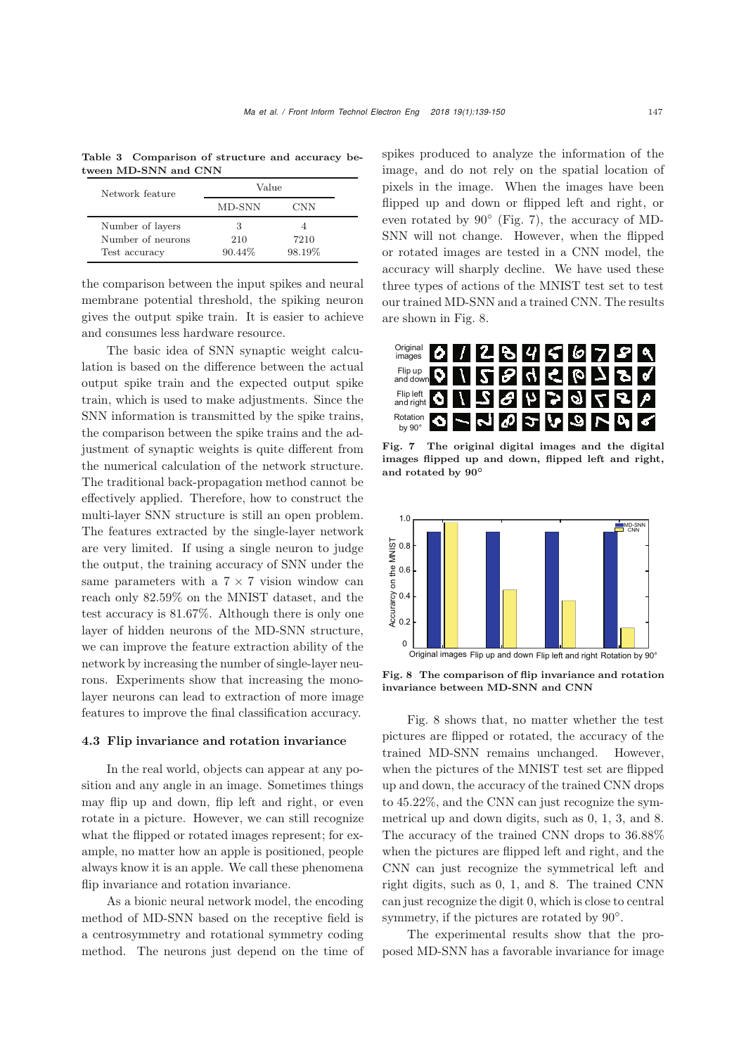**Table 3 Comparison of structure and accuracy between MD-SNN and CNN**

| Network feature | Value | |
|---|---|---|
| | MD-SNN | CNN |
| Number of layers | 3 | 4 |
| Number of neurons | 210 | 7210 |
| Test accuracy | 90.44% | 98.19% |

the comparison between the input spikes and neural membrane potential threshold, the spiking neuron gives the output spike train. It is easier to achieve and consumes less hardware resource.

The basic idea of SNN synaptic weight calculation is based on the difference between the actual output spike train and the expected output spike train, which is used to make adjustments. Since the SNN information is transmitted by the spike trains, the comparison between the spike trains and the adjustment of synaptic weights is quite different from the numerical calculation of the network structure. The traditional back-propagation method cannot be effectively applied. Therefore, how to construct the multi-layer SNN structure is still an open problem. The features extracted by the single-layer network are very limited. If using a single neuron to judge the output, the training accuracy of SNN under the same parameters with a $7 \times 7$ vision window can reach only 82.59% on the MNIST dataset, and the test accuracy is 81.67%. Although there is only one layer of hidden neurons of the MD-SNN structure, we can improve the feature extraction ability of the network by increasing the number of single-layer neurons. Experiments show that increasing the monolayer neurons can lead to extraction of more image features to improve the final classification accuracy.

### 4.3 Flip invariance and rotation invariance

In the real world, objects can appear at any position and any angle in an image. Sometimes things may flip up and down, flip left and right, or even rotate in a picture. However, we can still recognize what the flipped or rotated images represent; for example, no matter how an apple is positioned, people always know it is an apple. We call these phenomena flip invariance and rotation invariance.

As a bionic neural network model, the encoding method of MD-SNN based on the receptive field is a centrosymmetry and rotational symmetry coding method. The neurons just depend on the time of spikes produced to analyze the information of the image, and do not rely on the spatial location of pixels in the image. When the images have been flipped up and down or flipped left and right, or even rotated by 90° (Fig. 7), the accuracy of MD-SNN will not change. However, when the flipped or rotated images are tested in a CNN model, the accuracy will sharply decline. We have used these three types of actions of the MNIST test set to test our trained MD-SNN and a trained CNN. The results are shown in Fig. 8.

**Fig. 7 The original digital images and the digital images flipped up and down, flipped left and right, and rotated by 90°**

**Fig. 8 The comparison of flip invariance and rotation invariance between MD-SNN and CNN**

Fig. 8 shows that, no matter whether the test pictures are flipped or rotated, the accuracy of the trained MD-SNN remains unchanged. However, when the pictures of the MNIST test set are flipped up and down, the accuracy of the trained CNN drops to 45.22%, and the CNN can just recognize the symmetrical up and down digits, such as 0, 1, 3, and 8. The accuracy of the trained CNN drops to 36.88% when the pictures are flipped left and right, and the CNN can just recognize the symmetrical left and right digits, such as 0, 1, and 8. The trained CNN can just recognize the digit 0, which is close to central symmetry, if the pictures are rotated by 90°.

The experimental results show that the proposed MD-SNN has a favorable invariance for image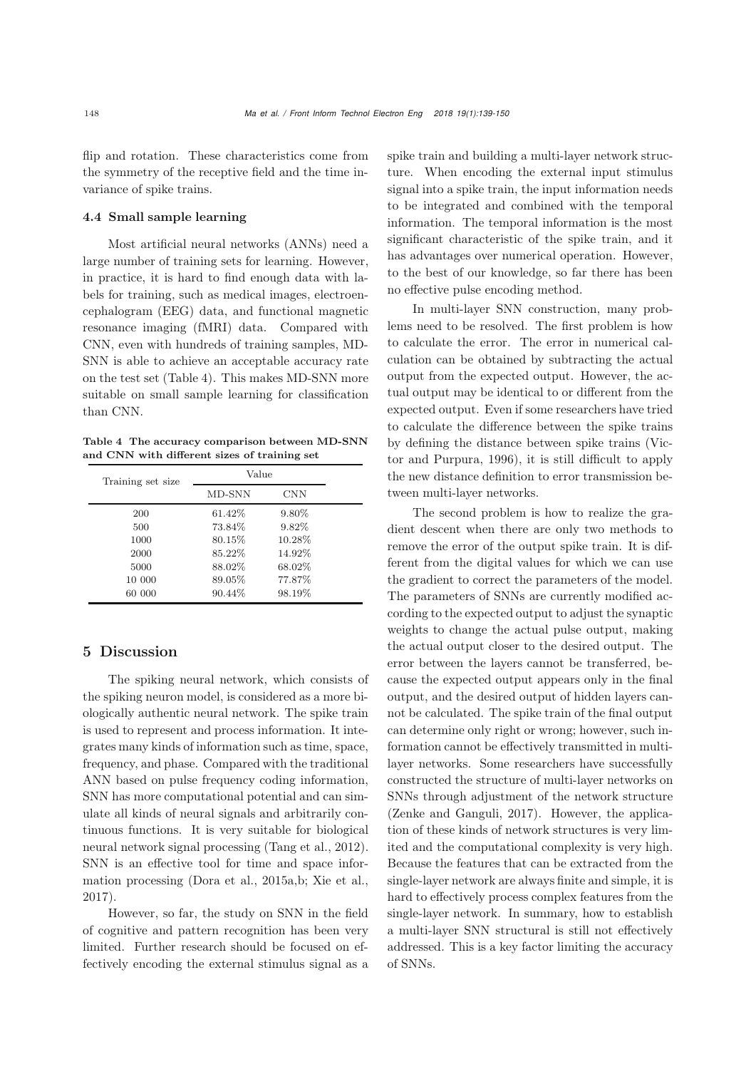flip and rotation. These characteristics come from the symmetry of the receptive field and the time invariance of spike trains.

### 4.4 Small sample learning

Most artificial neural networks (ANNs) need a large number of training sets for learning. However, in practice, it is hard to find enough data with labels for training, such as medical images, electroencephalogram (EEG) data, and functional magnetic resonance imaging (fMRI) data. Compared with CNN, even with hundreds of training samples, MD-SNN is able to achieve an acceptable accuracy rate on the test set (Table 4). This makes MD-SNN more suitable on small sample learning for classification than CNN.

**Table 4 The accuracy comparison between MD-SNN and CNN with different sizes of training set**

| Training set size | Value | |
|---|---|---|
| | MD-SNN | CNN |
| 200 | 61.42% | 9.80% |
| 500 | 73.84% | 9.82% |
| 1000 | 80.15% | 10.28% |
| 2000 | 85.22% | 14.92% |
| 5000 | 88.02% | 68.02% |
| 10 000 | 89.05% | 77.87% |
| 60 000 | 90.44% | 98.19% |

## 5 Discussion

The spiking neural network, which consists of the spiking neuron model, is considered as a more biologically authentic neural network. The spike train is used to represent and process information. It integrates many kinds of information such as time, space, frequency, and phase. Compared with the traditional ANN based on pulse frequency coding information, SNN has more computational potential and can simulate all kinds of neural signals and arbitrarily continuous functions. It is very suitable for biological neural network signal processing (Tang et al., 2012). SNN is an effective tool for time and space information processing (Dora et al., 2015a,b; Xie et al., 2017).

However, so far, the study on SNN in the field of cognitive and pattern recognition has been very limited. Further research should be focused on effectively encoding the external stimulus signal as a spike train and building a multi-layer network structure. When encoding the external input stimulus signal into a spike train, the input information needs to be integrated and combined with the temporal information. The temporal information is the most significant characteristic of the spike train, and it has advantages over numerical operation. However, to the best of our knowledge, so far there has been no effective pulse encoding method.

In multi-layer SNN construction, many problems need to be resolved. The first problem is how to calculate the error. The error in numerical calculation can be obtained by subtracting the actual output from the expected output. However, the actual output may be identical to or different from the expected output. Even if some researchers have tried to calculate the difference between the spike trains by defining the distance between spike trains (Victor and Purpura, 1996), it is still difficult to apply the new distance definition to error transmission between multi-layer networks.

The second problem is how to realize the gradient descent when there are only two methods to remove the error of the output spike train. It is different from the digital values for which we can use the gradient to correct the parameters of the model. The parameters of SNNs are currently modified according to the expected output to adjust the synaptic weights to change the actual pulse output, making the actual output closer to the desired output. The error between the layers cannot be transferred, because the expected output appears only in the final output, and the desired output of hidden layers cannot be calculated. The spike train of the final output can determine only right or wrong; however, such information cannot be effectively transmitted in multi-layer networks. Some researchers have successfully constructed the structure of multi-layer networks on SNNs through adjustment of the network structure (Zenke and Ganguli, 2017). However, the application of these kinds of network structures is very limited and the computational complexity is very high. Because the features that can be extracted from the single-layer network are always finite and simple, it is hard to effectively process complex features from the single-layer network. In summary, how to establish a multi-layer SNN structural is still not effectively addressed. This is a key factor limiting the accuracy of SNNs.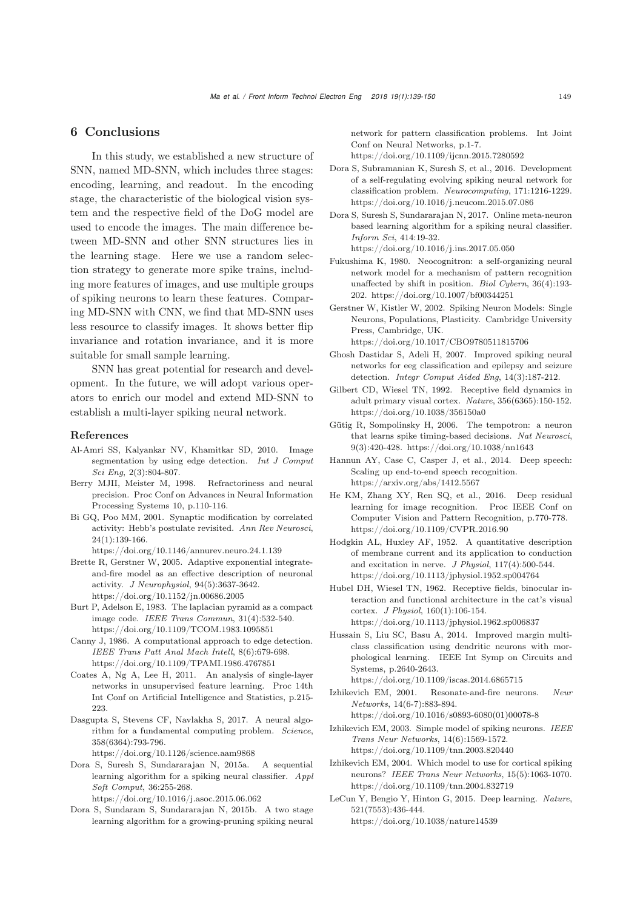## 6 Conclusions

In this study, we established a new structure of SNN, named MD-SNN, which includes three stages: encoding, learning, and readout. In the encoding stage, the characteristic of the biological vision system and the respective field of the DoG model are used to encode the images. The main difference between MD-SNN and other SNN structures lies in the learning stage. Here we use a random selection strategy to generate more spike trains, including more features of images, and use multiple groups of spiking neurons to learn these features. Comparing MD-SNN with CNN, we find that MD-SNN uses less resource to classify images. It shows better flip invariance and rotation invariance, and it is more suitable for small sample learning.

SNN has great potential for research and development. In the future, we will adopt various operators to enrich our model and extend MD-SNN to establish a multi-layer spiking neural network.

### References

Al-Amri SS, Kalyankar NV, Khamitkar SD, 2010. Image segmentation by using edge detection. *Int J Comput Sci Eng*, 2(3):804-807.

Berry MJII, Meister M, 1998. Refractoriness and neural precision. Proc Conf on Advances in Neural Information Processing Systems 10, p.110-116.

Bi GQ, Poo MM, 2001. Synaptic modification by correlated activity: Hebb's postulate revisited. *Ann Rev Neurosci*, 24(1):139-166. https://doi.org/10.1146/annurev.neuro.24.1.139

Brette R, Gerstner W, 2005. Adaptive exponential integrate-and-fire model as an effective description of neuronal activity. *J Neurophysiol*, 94(5):3637-3642. https://doi.org/10.1152/jn.00686.2005

Burt P, Adelson E, 1983. The laplacian pyramid as a compact image code. *IEEE Trans Commun*, 31(4):532-540. https://doi.org/10.1109/TCOM.1983.1095851

Canny J, 1986. A computational approach to edge detection. *IEEE Trans Patt Anal Mach Intell*, 8(6):679-698. https://doi.org/10.1109/TPAMI.1986.4767851

Coates A, Ng A, Lee H, 2011. An analysis of single-layer networks in unsupervised feature learning. Proc 14th Int Conf on Artificial Intelligence and Statistics, p.215-223.

Dasgupta S, Stevens CF, Navlakha S, 2017. A neural algorithm for a fundamental computing problem. *Science*, 358(6364):793-796. https://doi.org/10.1126/science.aam9868

Dora S, Suresh S, Sundararajan N, 2015a. A sequential learning algorithm for a spiking neural classifier. *Appl Soft Comput*, 36:255-268. https://doi.org/10.1016/j.asoc.2015.06.062

Dora S, Sundaram S, Sundararajan N, 2015b. A two stage learning algorithm for a growing-pruning spiking neural network for pattern classification problems. Int Joint Conf on Neural Networks, p.1-7. https://doi.org/10.1109/ijcnn.2015.7280592

Dora S, Subramanian K, Suresh S, et al., 2016. Development of a self-regulating evolving spiking neural network for classification problem. *Neurocomputing*, 171:1216-1229. https://doi.org/10.1016/j.neucom.2015.07.086

Dora S, Suresh S, Sundararajan N, 2017. Online meta-neuron based learning algorithm for a spiking neural classifier. *Inform Sci*, 414:19-32. https://doi.org/10.1016/j.ins.2017.05.050

Fukushima K, 1980. Neocognitron: a self-organizing neural network model for a mechanism of pattern recognition unaffected by shift in position. *Biol Cybern*, 36(4):193-202. https://doi.org/10.1007/bf00344251

Gerstner W, Kistler W, 2002. Spiking Neuron Models: Single Neurons, Populations, Plasticity. Cambridge University Press, Cambridge, UK. https://doi.org/10.1017/CBO9780511815706

Ghosh Dastidar S, Adeli H, 2007. Improved spiking neural networks for eeg classification and epilepsy and seizure detection. *Integr Comput Aided Eng*, 14(3):187-212.

Gilbert CD, Wiesel TN, 1992. Receptive field dynamics in adult primary visual cortex. *Nature*, 356(6365):150-152. https://doi.org/10.1038/356150a0

Gütig R, Sompolinsky H, 2006. The tempotron: a neuron that learns spike timing-based decisions. *Nat Neurosci*, 9(3):420-428. https://doi.org/10.1038/nn1643

Hannun AY, Case C, Casper J, et al., 2014. Deep speech: Scaling up end-to-end speech recognition. https://arxiv.org/abs/1412.5567

He KM, Zhang XY, Ren SQ, et al., 2016. Deep residual learning for image recognition. Proc IEEE Conf on Computer Vision and Pattern Recognition, p.770-778. https://doi.org/10.1109/CVPR.2016.90

Hodgkin AL, Huxley AF, 1952. A quantitative description of membrane current and its application to conduction and excitation in nerve. *J Physiol*, 117(4):500-544. https://doi.org/10.1113/jphysiol.1952.sp004764

Hubel DH, Wiesel TN, 1962. Receptive fields, binocular interaction and functional architecture in the cat's visual cortex. *J Physiol*, 160(1):106-154. https://doi.org/10.1113/jphysiol.1962.sp006837

Hussain S, Liu SC, Basu A, 2014. Improved margin multi-class classification using dendritic neurons with morphological learning. IEEE Int Symp on Circuits and Systems, p.2640-2643. https://doi.org/10.1109/iscas.2014.6865715

Izhikevich EM, 2001. Resonate-and-fire neurons. *Neur Networks*, 14(6-7):883-894. https://doi.org/10.1016/s0893-6080(01)00078-8

Izhikevich EM, 2003. Simple model of spiking neurons. *IEEE Trans Neur Networks*, 14(6):1569-1572. https://doi.org/10.1109/tnn.2003.820440

Izhikevich EM, 2004. Which model to use for cortical spiking neurons? *IEEE Trans Neur Networks*, 15(5):1063-1070. https://doi.org/10.1109/tnn.2004.832719

LeCun Y, Bengio Y, Hinton G, 2015. Deep learning. *Nature*, 521(7553):436-444. https://doi.org/10.1038/nature14539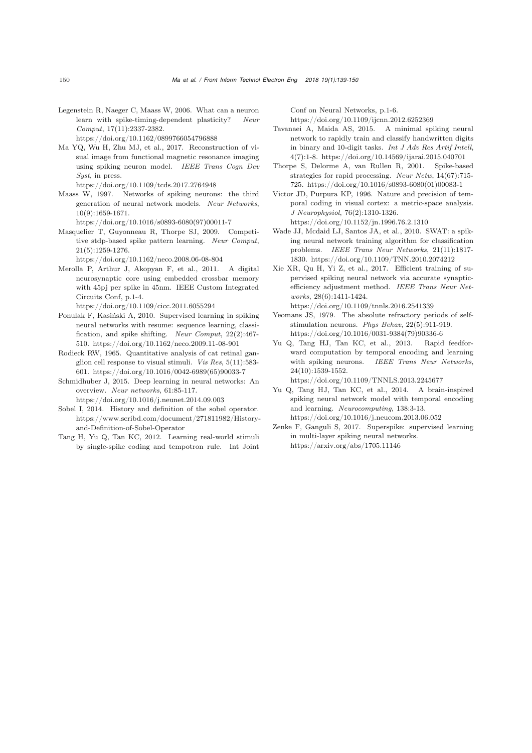Legenstein R, Naeger C, Maass W, 2006. What can a neuron learn with spike-timing-dependent plasticity? *Neur Comput*, 17(11):2337-2382. https://doi.org/10.1162/0899766054796888

Ma YQ, Wu H, Zhu MJ, et al., 2017. Reconstruction of visual image from functional magnetic resonance imaging using spiking neuron model. *IEEE Trans Cogn Dev Syst*, in press. https://doi.org/10.1109/tcds.2017.2764948

Maass W, 1997. Networks of spiking neurons: the third generation of neural network models. *Neur Networks*, 10(9):1659-1671. https://doi.org/10.1016/s0893-6080(97)00011-7

Masquelier T, Guyonneau R, Thorpe SJ, 2009. Competitive stdp-based spike pattern learning. *Neur Comput*, 21(5):1259-1276. https://doi.org/10.1162/neco.2008.06-08-804

Merolla P, Arthur J, Akopyan F, et al., 2011. A digital neurosynaptic core using embedded crossbar memory with 45pj per spike in 45nm. IEEE Custom Integrated Circuits Conf, p.1-4. https://doi.org/10.1109/cicc.2011.6055294

Ponulak F, Kasiński A, 2010. Supervised learning in spiking neural networks with resume: sequence learning, classification, and spike shifting. *Neur Comput*, 22(2):467-510. https://doi.org/10.1162/neco.2009.11-08-901

Rodieck RW, 1965. Quantitative analysis of cat retinal ganglion cell response to visual stimuli. *Vis Res*, 5(11):583-601. https://doi.org/10.1016/0042-6989(65)90033-7

Schmidhuber J, 2015. Deep learning in neural networks: An overview. *Neur networks*, 61:85-117. https://doi.org/10.1016/j.neunet.2014.09.003

Sobel I, 2014. History and definition of the sobel operator. https://www.scribd.com/document/271811982/History-and-Definition-of-Sobel-Operator

Tang H, Yu Q, Tan KC, 2012. Learning real-world stimuli by single-spike coding and tempotron rule. Int Joint Conf on Neural Networks, p.1-6. https://doi.org/10.1109/ijcnn.2012.6252369

Tavanaei A, Maida AS, 2015. A minimal spiking neural network to rapidly train and classify handwritten digits in binary and 10-digit tasks. *Int J Adv Res Artif Intell*, 4(7):1-8. https://doi.org/10.14569/ijarai.2015.040701

Thorpe S, Delorme A, van Rullen R, 2001. Spike-based strategies for rapid processing. *Neur Netw*, 14(67):715-725. https://doi.org/10.1016/s0893-6080(01)00083-1

Victor JD, Purpura KP, 1996. Nature and precision of temporal coding in visual cortex: a metric-space analysis. *J Neurophysiol*, 76(2):1310-1326. https://doi.org/10.1152/jn.1996.76.2.1310

Wade JJ, Mcdaid LJ, Santos JA, et al., 2010. SWAT: a spiking neural network training algorithm for classification problems. *IEEE Trans Neur Networks*, 21(11):1817-1830. https://doi.org/10.1109/TNN.2010.2074212

Xie XR, Qu H, Yi Z, et al., 2017. Efficient training of supervised spiking neural network via accurate synaptic-efficiency adjustment method. *IEEE Trans Neur Networks*, 28(6):1411-1424. https://doi.org/10.1109/tnnls.2016.2541339

Yeomans JS, 1979. The absolute refractory periods of self-stimulation neurons. *Phys Behav*, 22(5):911-919. https://doi.org/10.1016/0031-9384(79)90336-6

Yu Q, Tang HJ, Tan KC, et al., 2013. Rapid feedforward computation by temporal encoding and learning with spiking neurons. *IEEE Trans Neur Networks*, 24(10):1539-1552. https://doi.org/10.1109/TNNLS.2013.2245677

Yu Q, Tang HJ, Tan KC, et al., 2014. A brain-inspired spiking neural network model with temporal encoding and learning. *Neurocomputing*, 138:3-13. https://doi.org/10.1016/j.neucom.2013.06.052

Zenke F, Ganguli S, 2017. Superspike: supervised learning in multi-layer spiking neural networks. https://arxiv.org/abs/1705.11146